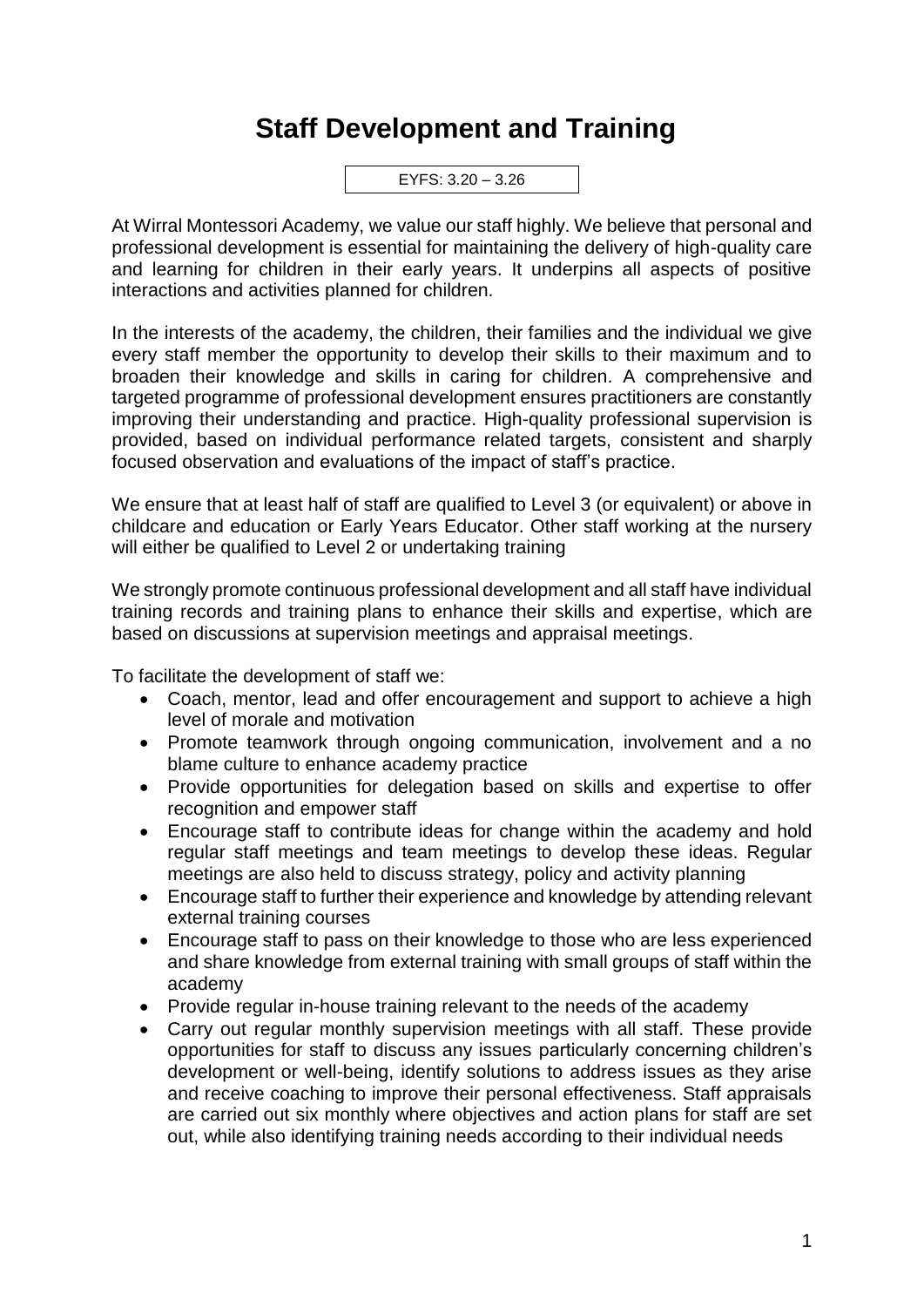# Staff Development and Training

EYFS: 3.20 – 3.26

At Wirral Montessori Academy, we value our staff highly. We believe that personal and professional development is essential for maintaining the delivery of high-quality care and learning for children in their early years. It underpins all aspects of positive interactions and activities planned for children.

In the interests of the academy, the children, their families and the individual we give every staff member the opportunity to develop their skills to their maximum and to broaden their knowledge and skills in caring for children. A comprehensive and targeted programme of professional development ensures practitioners are constantly improving their understanding and practice. High-quality professional supervision is provided, based on individual performance related targets, consistent and sharply focused observation and evaluations of the impact of staff's practice.

We ensure that at least half of staff are qualified to Level 3 (or equivalent) or above in childcare and education or Early Years Educator. Other staff working at the nursery will either be qualified to Level 2 or undertaking training

We strongly promote continuous professional development and all staff have individual training records and training plans to enhance their skills and expertise, which are based on discussions at supervision meetings and appraisal meetings.

To facilitate the development of staff we:

- Coach, mentor, lead and offer encouragement and support to achieve a high level of morale and motivation
- Promote teamwork through ongoing communication, involvement and a no blame culture to enhance academy practice
- Provide opportunities for delegation based on skills and expertise to offer recognition and empower staff
- Encourage staff to contribute ideas for change within the academy and hold regular staff meetings and team meetings to develop these ideas. Regular meetings are also held to discuss strategy, policy and activity planning
- Encourage staff to further their experience and knowledge by attending relevant external training courses
- Encourage staff to pass on their knowledge to those who are less experienced and share knowledge from external training with small groups of staff within the academy
- Provide regular in-house training relevant to the needs of the academy
- Carry out regular monthly supervision meetings with all staff. These provide opportunities for staff to discuss any issues particularly concerning children's development or well-being, identify solutions to address issues as they arise and receive coaching to improve their personal effectiveness. Staff appraisals are carried out six monthly where objectives and action plans for staff are set out, while also identifying training needs according to their individual needs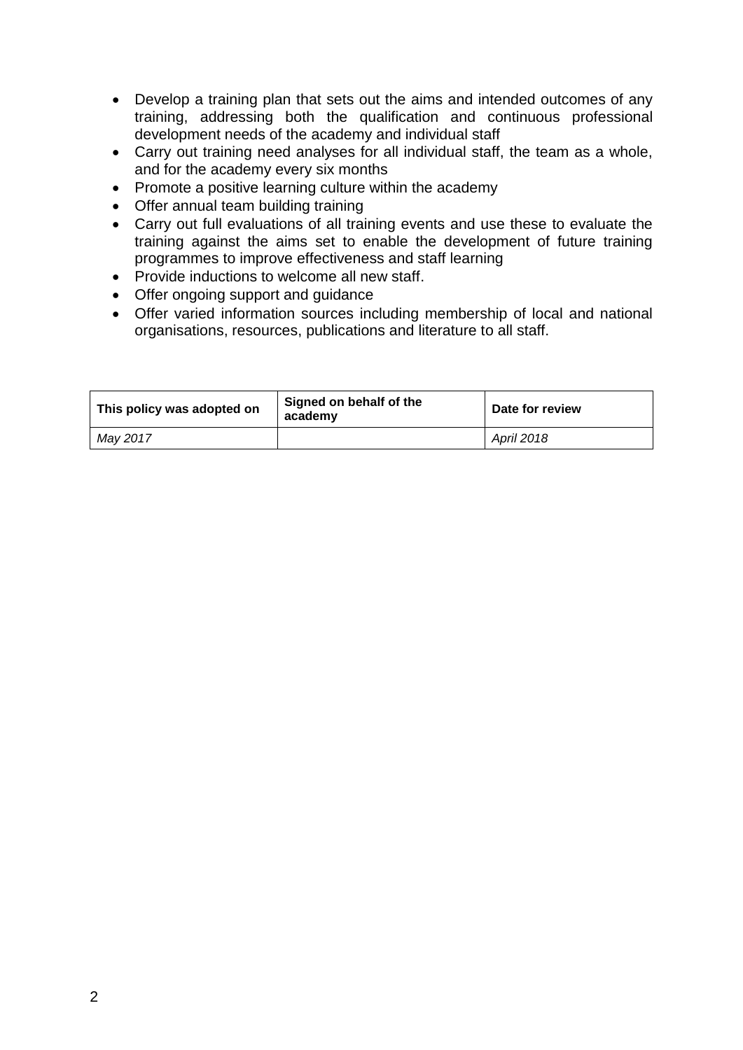- Develop a training plan that sets out the aims and intended outcomes of any training, addressing both the qualification and continuous professional development needs of the academy and individual staff
- Carry out training need analyses for all individual staff, the team as a whole, and for the academy every six months
- Promote a positive learning culture within the academy
- Offer annual team building training
- Carry out full evaluations of all training events and use these to evaluate the training against the aims set to enable the development of future training programmes to improve effectiveness and staff learning
- Provide inductions to welcome all new staff.
- Offer ongoing support and guidance
- Offer varied information sources including membership of local and national organisations, resources, publications and literature to all staff.

| **This policy was adopted on** | **Signed on behalf of the academy** | **Date for review** |
|---|---|---|
| *May 2017* | | *April 2018* |